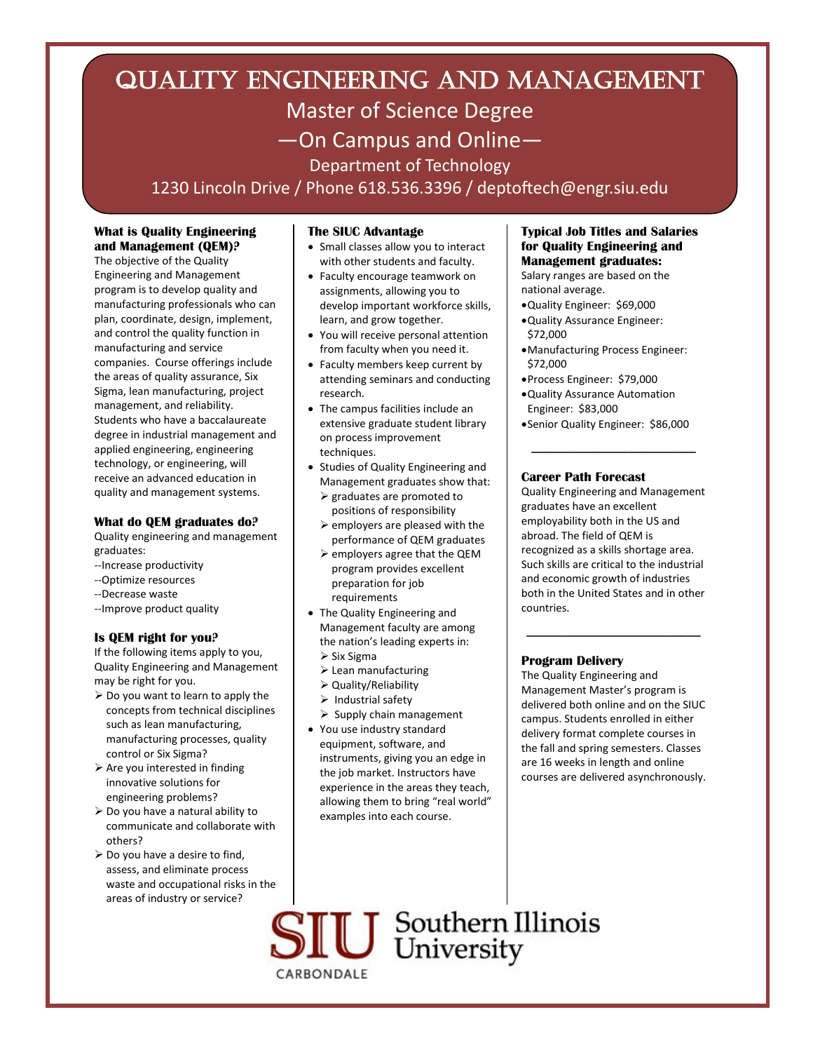# Quality Engineering and Management

## Master of Science Degree

## —On Campus and Online—

Department of Technology

1230 Lincoln Drive / Phone 618.536.3396 / deptoftech@engr.siu.edu

### What is Quality Engineering and Management (QEM)?

The objective of the Quality Engineering and Management program is to develop quality and manufacturing professionals who can plan, coordinate, design, implement, and control the quality function in manufacturing and service companies. Course offerings include the areas of quality assurance, Six Sigma, lean manufacturing, project management, and reliability. Students who have a baccalaureate degree in industrial management and applied engineering, engineering technology, or engineering, will receive an advanced education in quality and management systems.

### What do QEM graduates do?

Quality engineering and management graduates:

--Increase productivity
--Optimize resources
--Decrease waste
--Improve product quality

### Is QEM right for you?

If the following items apply to you, Quality Engineering and Management may be right for you.

- Do you want to learn to apply the concepts from technical disciplines such as lean manufacturing, manufacturing processes, quality control or Six Sigma?
- Are you interested in finding innovative solutions for engineering problems?
- Do you have a natural ability to communicate and collaborate with others?
- Do you have a desire to find, assess, and eliminate process waste and occupational risks in the areas of industry or service?

### The SIUC Advantage

- Small classes allow you to interact with other students and faculty.
- Faculty encourage teamwork on assignments, allowing you to develop important workforce skills, learn, and grow together.
- You will receive personal attention from faculty when you need it.
- Faculty members keep current by attending seminars and conducting research.
- The campus facilities include an extensive graduate student library on process improvement techniques.
- Studies of Quality Engineering and Management graduates show that:
  - graduates are promoted to positions of responsibility
  - employers are pleased with the performance of QEM graduates
  - employers agree that the QEM program provides excellent preparation for job requirements
- The Quality Engineering and Management faculty are among the nation's leading experts in:
  - Six Sigma
  - Lean manufacturing
  - Quality/Reliability
  - Industrial safety
  - Supply chain management
- You use industry standard equipment, software, and instruments, giving you an edge in the job market. Instructors have experience in the areas they teach, allowing them to bring "real world" examples into each course.

### Typical Job Titles and Salaries for Quality Engineering and Management graduates:

Salary ranges are based on the national average.

- Quality Engineer: $69,000
- Quality Assurance Engineer: $72,000
- Manufacturing Process Engineer: $72,000
- Process Engineer: $79,000
- Quality Assurance Automation Engineer: $83,000
- Senior Quality Engineer: $86,000

### Career Path Forecast

Quality Engineering and Management graduates have an excellent employability both in the US and abroad. The field of QEM is recognized as a skills shortage area. Such skills are critical to the industrial and economic growth of industries both in the United States and in other countries.

### Program Delivery

The Quality Engineering and Management Master's program is delivered both online and on the SIUC campus. Students enrolled in either delivery format complete courses in the fall and spring semesters. Classes are 16 weeks in length and online courses are delivered asynchronously.

SIU Southern Illinois University
CARBONDALE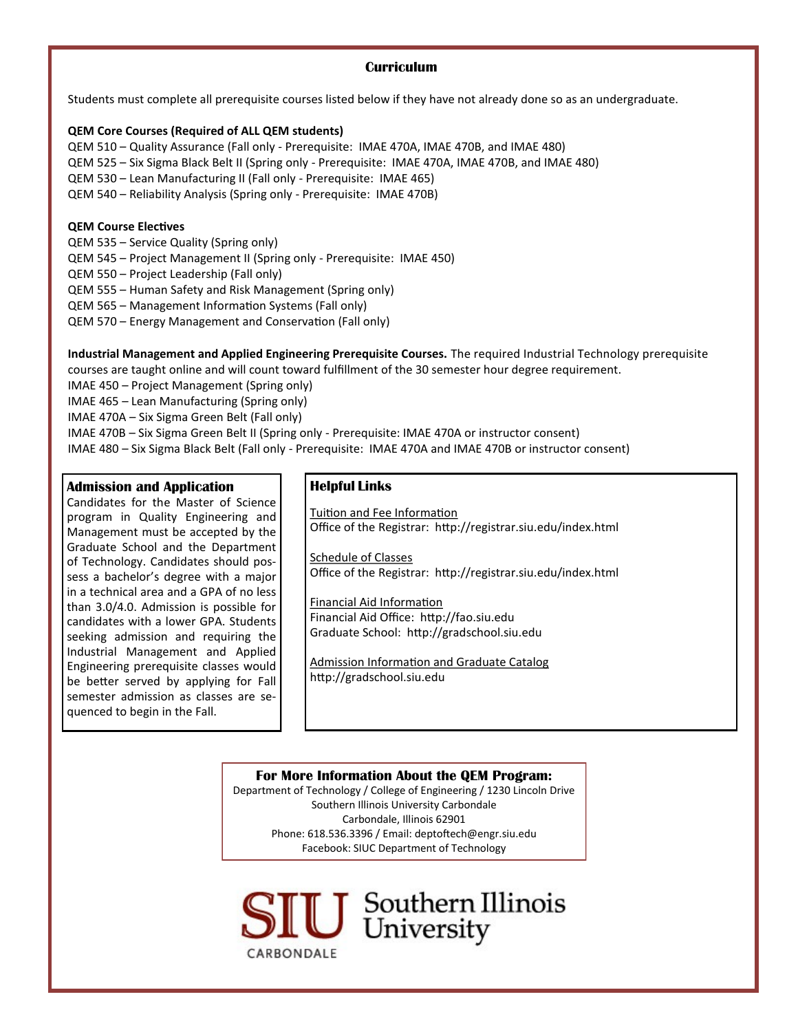## Curriculum

Students must complete all prerequisite courses listed below if they have not already done so as an undergraduate.

**QEM Core Courses (Required of ALL QEM students)**

QEM 510 – Quality Assurance (Fall only - Prerequisite: IMAE 470A, IMAE 470B, and IMAE 480)
QEM 525 – Six Sigma Black Belt II (Spring only - Prerequisite: IMAE 470A, IMAE 470B, and IMAE 480)
QEM 530 – Lean Manufacturing II (Fall only - Prerequisite: IMAE 465)
QEM 540 – Reliability Analysis (Spring only - Prerequisite: IMAE 470B)

**QEM Course Electives**

QEM 535 – Service Quality (Spring only)
QEM 545 – Project Management II (Spring only - Prerequisite: IMAE 450)
QEM 550 – Project Leadership (Fall only)
QEM 555 – Human Safety and Risk Management (Spring only)
QEM 565 – Management Information Systems (Fall only)
QEM 570 – Energy Management and Conservation (Fall only)

**Industrial Management and Applied Engineering Prerequisite Courses.** The required Industrial Technology prerequisite courses are taught online and will count toward fulfillment of the 30 semester hour degree requirement.

IMAE 450 – Project Management (Spring only)
IMAE 465 – Lean Manufacturing (Spring only)
IMAE 470A – Six Sigma Green Belt (Fall only)
IMAE 470B – Six Sigma Green Belt II (Spring only - Prerequisite: IMAE 470A or instructor consent)
IMAE 480 – Six Sigma Black Belt (Fall only - Prerequisite: IMAE 470A and IMAE 470B or instructor consent)

### Admission and Application

Candidates for the Master of Science program in Quality Engineering and Management must be accepted by the Graduate School and the Department of Technology. Candidates should possess a bachelor's degree with a major in a technical area and a GPA of no less than 3.0/4.0. Admission is possible for candidates with a lower GPA. Students seeking admission and requiring the Industrial Management and Applied Engineering prerequisite classes would be better served by applying for Fall semester admission as classes are sequenced to begin in the Fall.

### Helpful Links

Tuition and Fee Information
Office of the Registrar: http://registrar.siu.edu/index.html

Schedule of Classes
Office of the Registrar: http://registrar.siu.edu/index.html

Financial Aid Information
Financial Aid Office: http://fao.siu.edu
Graduate School: http://gradschool.siu.edu

Admission Information and Graduate Catalog
http://gradschool.siu.edu

### For More Information About the QEM Program:

Department of Technology / College of Engineering / 1230 Lincoln Drive
Southern Illinois University Carbondale
Carbondale, Illinois 62901
Phone: 618.536.3396 / Email: deptoftech@engr.siu.edu
Facebook: SIUC Department of Technology

SIU Southern Illinois University
CARBONDALE